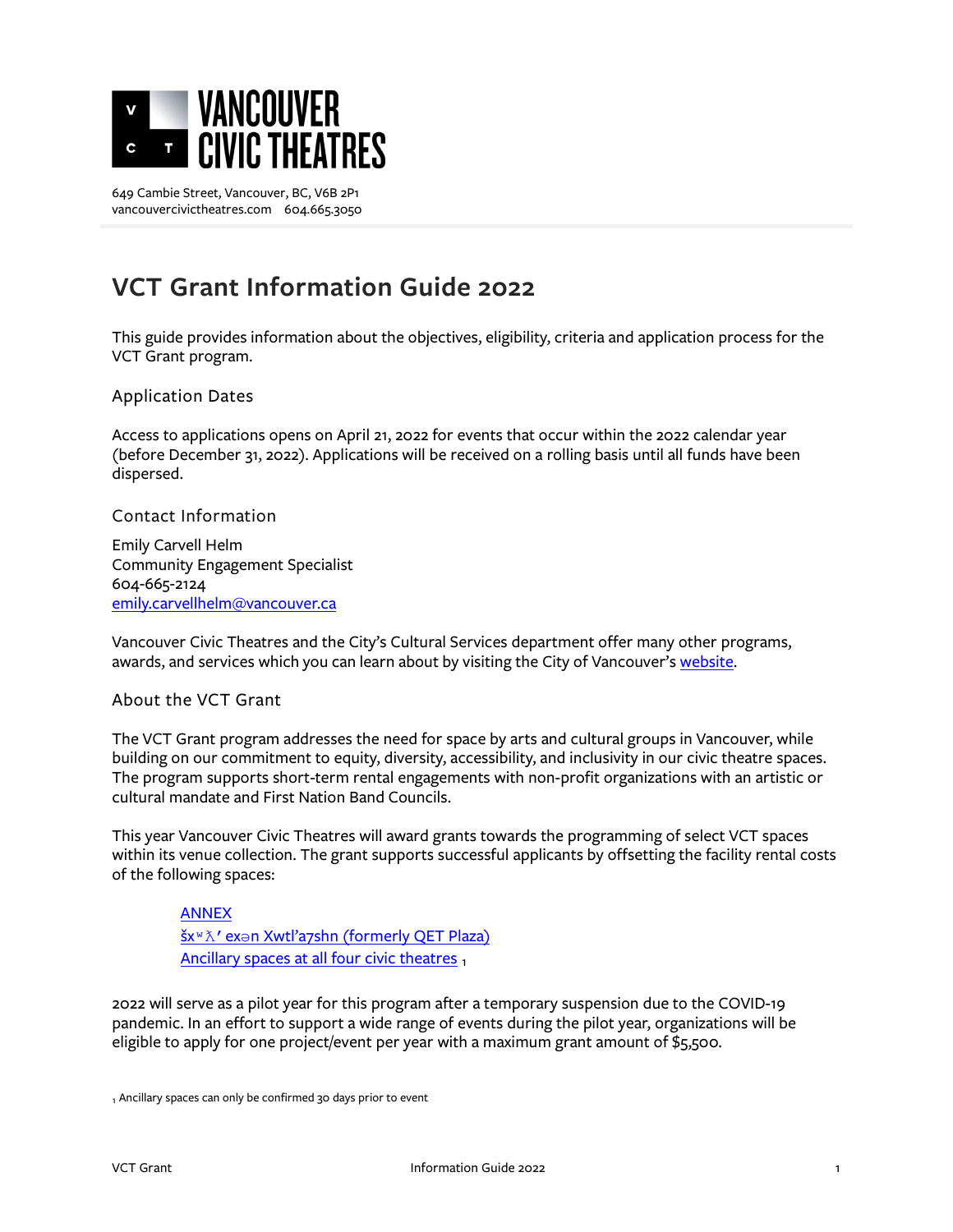VANCOUVER CIVIC THEATRES

649 Cambie Street, Vancouver, BC, V6B 2P1
vancouvercivictheatres.com 604.665.3050

# VCT Grant Information Guide 2022

This guide provides information about the objectives, eligibility, criteria and application process for the VCT Grant program.

## Application Dates

Access to applications opens on April 21, 2022 for events that occur within the 2022 calendar year (before December 31, 2022). Applications will be received on a rolling basis until all funds have been dispersed.

## Contact Information

Emily Carvell Helm
Community Engagement Specialist
604-665-2124
emily.carvellhelm@vancouver.ca

Vancouver Civic Theatres and the City's Cultural Services department offer many other programs, awards, and services which you can learn about by visiting the City of Vancouver's website.

## About the VCT Grant

The VCT Grant program addresses the need for space by arts and cultural groups in Vancouver, while building on our commitment to equity, diversity, accessibility, and inclusivity in our civic theatre spaces. The program supports short-term rental engagements with non-profit organizations with an artistic or cultural mandate and First Nation Band Councils.

This year Vancouver Civic Theatres will award grants towards the programming of select VCT spaces within its venue collection. The grant supports successful applicants by offsetting the facility rental costs of the following spaces:

- ANNEX
- šxʷƛ̓ exən Xwtl'a7shn (formerly QET Plaza)
- Ancillary spaces at all four civic theatres [1]

2022 will serve as a pilot year for this program after a temporary suspension due to the COVID-19 pandemic. In an effort to support a wide range of events during the pilot year, organizations will be eligible to apply for one project/event per year with a maximum grant amount of $5,500.

[1] Ancillary spaces can only be confirmed 30 days prior to event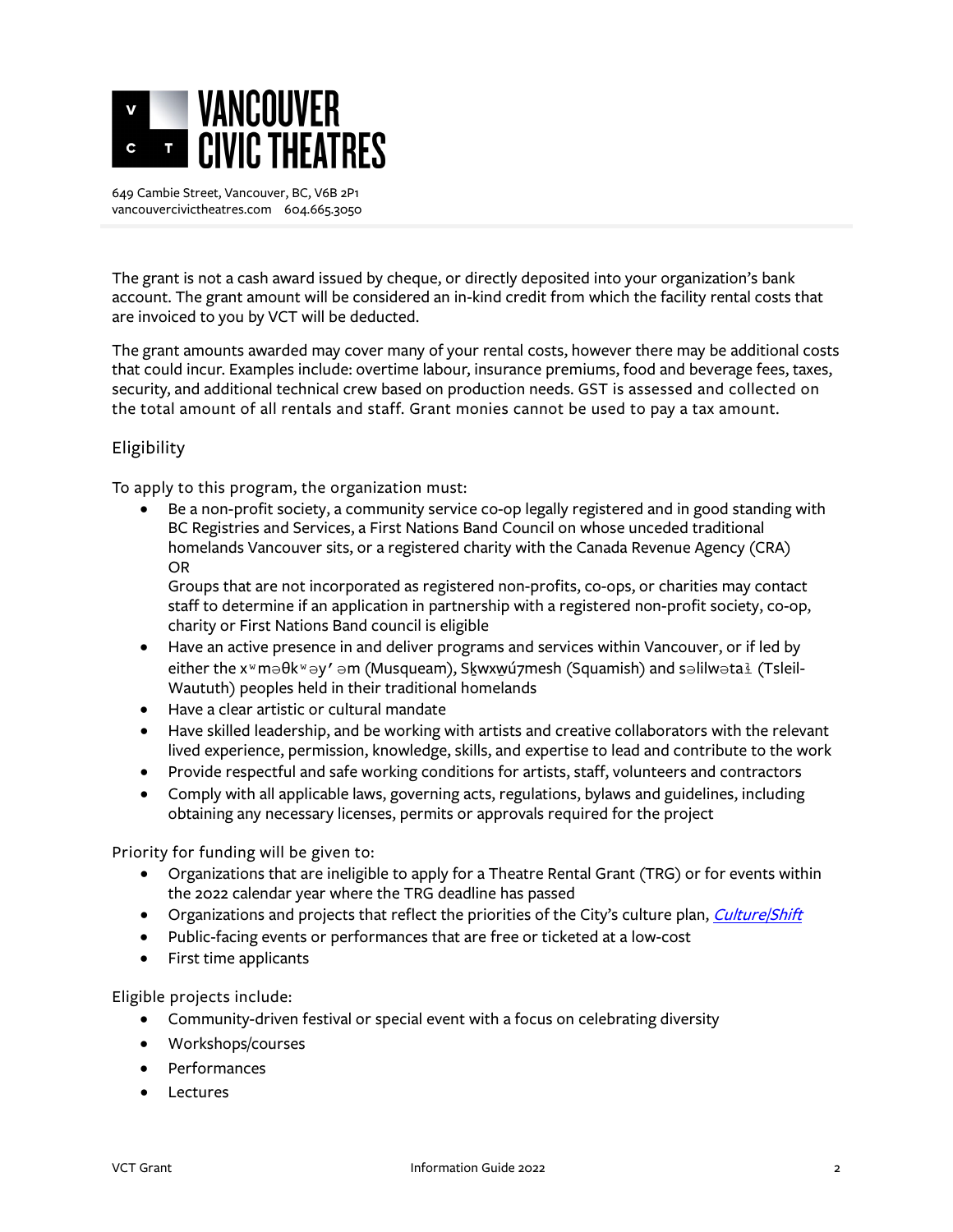The grant is not a cash award issued by cheque, or directly deposited into your organization's bank account. The grant amount will be considered an in-kind credit from which the facility rental costs that are invoiced to you by VCT will be deducted.

The grant amounts awarded may cover many of your rental costs, however there may be additional costs that could incur. Examples include: overtime labour, insurance premiums, food and beverage fees, taxes, security, and additional technical crew based on production needs. GST is assessed and collected on the total amount of all rentals and staff. Grant monies cannot be used to pay a tax amount.

## Eligibility

To apply to this program, the organization must:

- Be a non-profit society, a community service co-op legally registered and in good standing with BC Registries and Services, a First Nations Band Council on whose unceded traditional homelands Vancouver sits, or a registered charity with the Canada Revenue Agency (CRA)
  OR
  Groups that are not incorporated as registered non-profits, co-ops, or charities may contact staff to determine if an application in partnership with a registered non-profit society, co-op, charity or First Nations Band council is eligible
- Have an active presence in and deliver programs and services within Vancouver, or if led by either the xʷməθkʷəy̓əm (Musqueam), Sḵwx̱wú7mesh (Squamish) and səlilwətaɬ (Tsleil-Waututh) peoples held in their traditional homelands
- Have a clear artistic or cultural mandate
- Have skilled leadership, and be working with artists and creative collaborators with the relevant lived experience, permission, knowledge, skills, and expertise to lead and contribute to the work
- Provide respectful and safe working conditions for artists, staff, volunteers and contractors
- Comply with all applicable laws, governing acts, regulations, bylaws and guidelines, including obtaining any necessary licenses, permits or approvals required for the project

Priority for funding will be given to:

- Organizations that are ineligible to apply for a Theatre Rental Grant (TRG) or for events within the 2022 calendar year where the TRG deadline has passed
- Organizations and projects that reflect the priorities of the City's culture plan, *Culture|Shift*
- Public-facing events or performances that are free or ticketed at a low-cost
- First time applicants

Eligible projects include:

- Community-driven festival or special event with a focus on celebrating diversity
- Workshops/courses
- Performances
- Lectures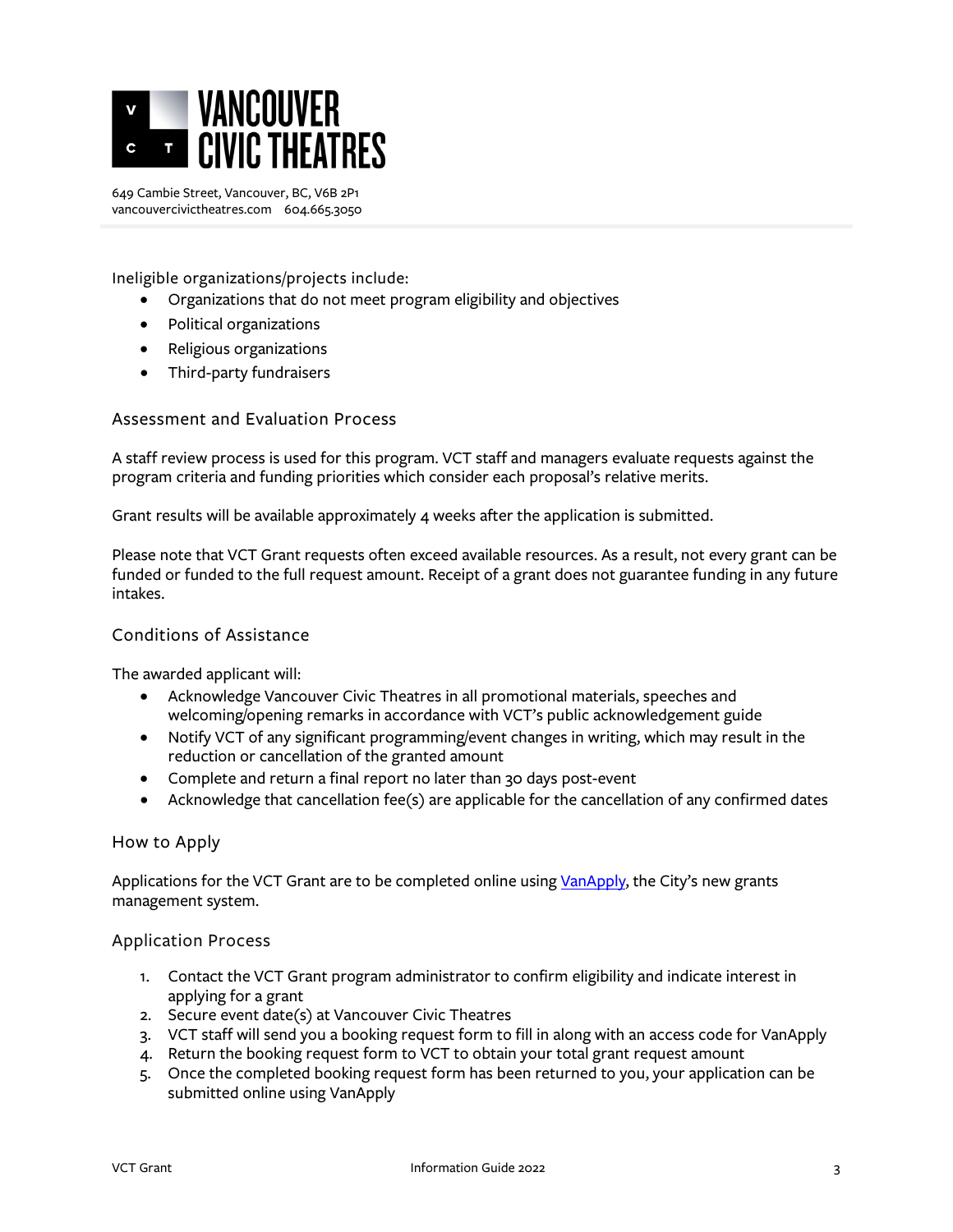Ineligible organizations/projects include:

- Organizations that do not meet program eligibility and objectives
- Political organizations
- Religious organizations
- Third-party fundraisers

## Assessment and Evaluation Process

A staff review process is used for this program. VCT staff and managers evaluate requests against the program criteria and funding priorities which consider each proposal's relative merits.

Grant results will be available approximately 4 weeks after the application is submitted.

Please note that VCT Grant requests often exceed available resources. As a result, not every grant can be funded or funded to the full request amount. Receipt of a grant does not guarantee funding in any future intakes.

## Conditions of Assistance

The awarded applicant will:

- Acknowledge Vancouver Civic Theatres in all promotional materials, speeches and welcoming/opening remarks in accordance with VCT's public acknowledgement guide
- Notify VCT of any significant programming/event changes in writing, which may result in the reduction or cancellation of the granted amount
- Complete and return a final report no later than 30 days post-event
- Acknowledge that cancellation fee(s) are applicable for the cancellation of any confirmed dates

## How to Apply

Applications for the VCT Grant are to be completed online using VanApply, the City's new grants management system.

## Application Process

1. Contact the VCT Grant program administrator to confirm eligibility and indicate interest in applying for a grant
2. Secure event date(s) at Vancouver Civic Theatres
3. VCT staff will send you a booking request form to fill in along with an access code for VanApply
4. Return the booking request form to VCT to obtain your total grant request amount
5. Once the completed booking request form has been returned to you, your application can be submitted online using VanApply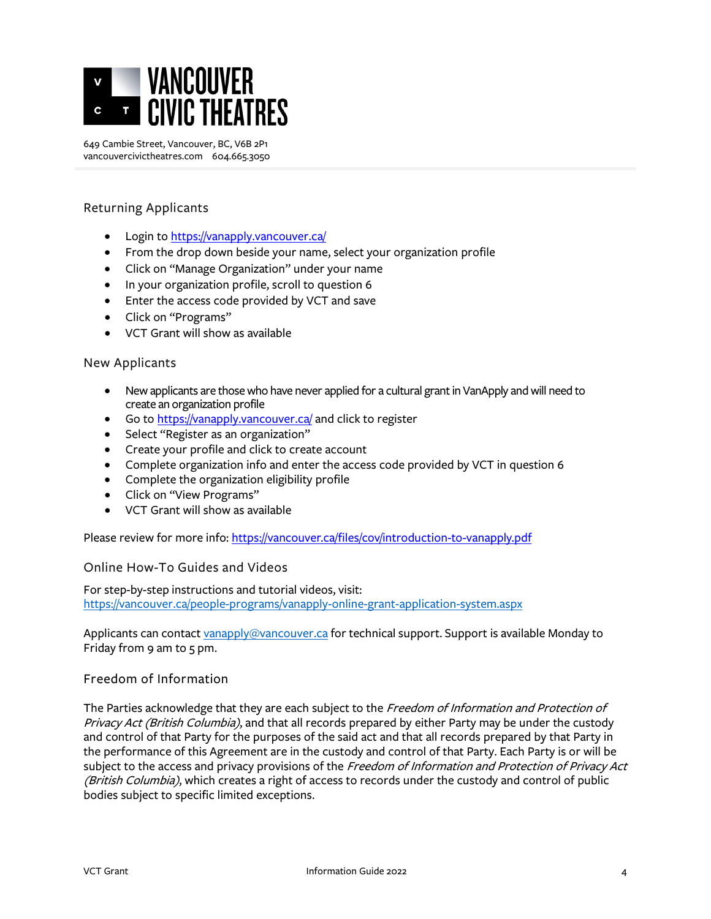649 Cambie Street, Vancouver, BC, V6B 2P1
vancouvercivictheatres.com 604.665.3050

## Returning Applicants

- Login to https://vanapply.vancouver.ca/
- From the drop down beside your name, select your organization profile
- Click on “Manage Organization” under your name
- In your organization profile, scroll to question 6
- Enter the access code provided by VCT and save
- Click on “Programs”
- VCT Grant will show as available

## New Applicants

- New applicants are those who have never applied for a cultural grant in VanApply and will need to create an organization profile
- Go to https://vanapply.vancouver.ca/ and click to register
- Select “Register as an organization”
- Create your profile and click to create account
- Complete organization info and enter the access code provided by VCT in question 6
- Complete the organization eligibility profile
- Click on “View Programs”
- VCT Grant will show as available

Please review for more info: https://vancouver.ca/files/cov/introduction-to-vanapply.pdf

## Online How-To Guides and Videos

For step-by-step instructions and tutorial videos, visit:
https://vancouver.ca/people-programs/vanapply-online-grant-application-system.aspx

Applicants can contact vanapply@vancouver.ca for technical support. Support is available Monday to Friday from 9 am to 5 pm.

## Freedom of Information

The Parties acknowledge that they are each subject to the *Freedom of Information and Protection of Privacy Act (British Columbia)*, and that all records prepared by either Party may be under the custody and control of that Party for the purposes of the said act and that all records prepared by that Party in the performance of this Agreement are in the custody and control of that Party. Each Party is or will be subject to the access and privacy provisions of the *Freedom of Information and Protection of Privacy Act (British Columbia)*, which creates a right of access to records under the custody and control of public bodies subject to specific limited exceptions.